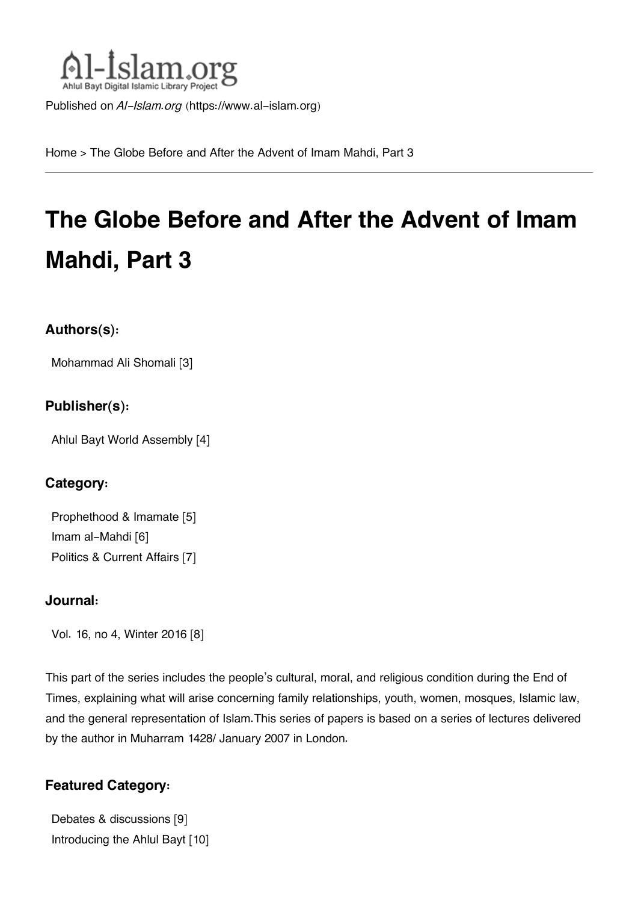Published on *Al-Islam.org* (https://www.al-islam.org)

Home > The Globe Before and After the Advent of Imam Mahdi, Part 3

# The Globe Before and After the Advent of Imam Mahdi, Part 3

### Authors(s):

Mohammad Ali Shomali [3]

### Publisher(s):

Ahlul Bayt World Assembly [4]

### Category:

Prophethood & Imamate [5]
Imam al-Mahdi [6]
Politics & Current Affairs [7]

### Journal:

Vol. 16, no 4, Winter 2016 [8]

This part of the series includes the people's cultural, moral, and religious condition during the End of Times, explaining what will arise concerning family relationships, youth, women, mosques, Islamic law, and the general representation of Islam.This series of papers is based on a series of lectures delivered by the author in Muharram 1428/ January 2007 in London.

### Featured Category:

Debates & discussions [9]
Introducing the Ahlul Bayt [10]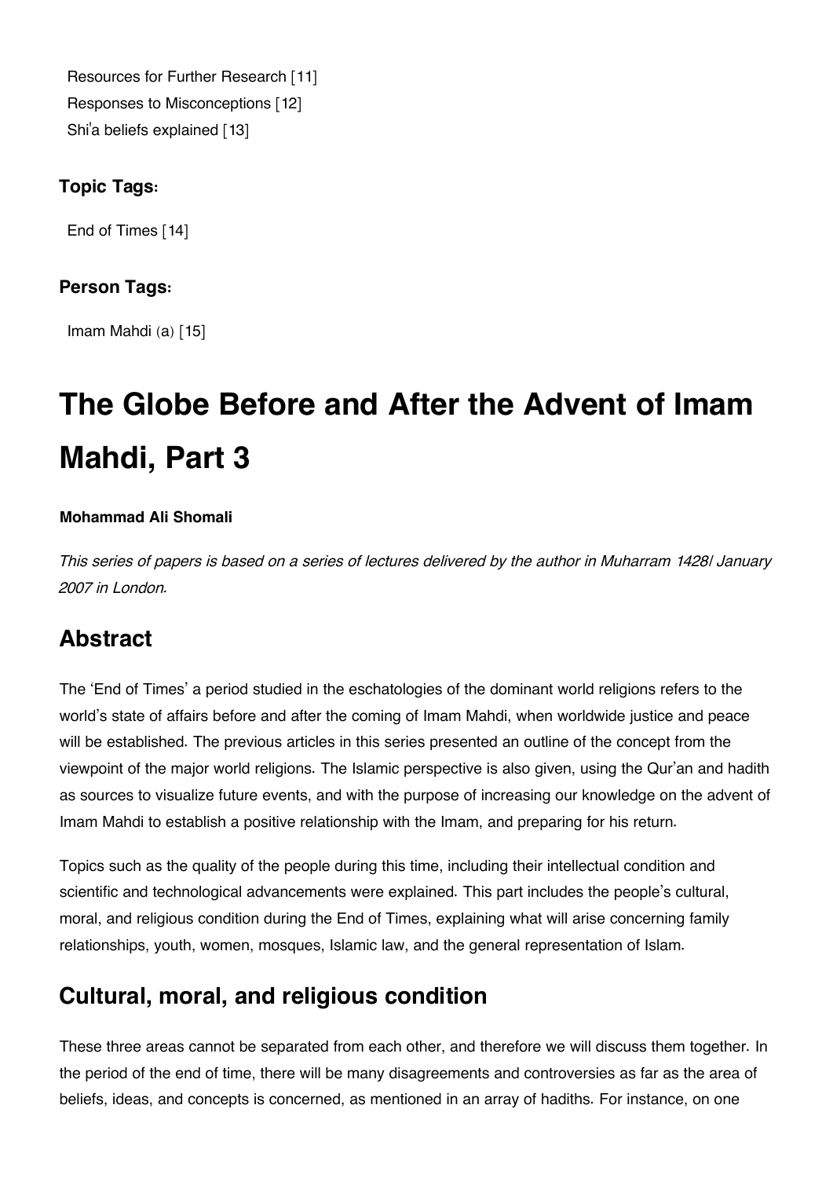Resources for Further Research [11]
Responses to Misconceptions [12]
Shi'a beliefs explained [13]

### Topic Tags:

End of Times [14]

### Person Tags:

Imam Mahdi (a) [15]

# The Globe Before and After the Advent of Imam Mahdi, Part 3

**Mohammad Ali Shomali**

*This series of papers is based on a series of lectures delivered by the author in Muharram 1428/ January 2007 in London.*

## Abstract

The 'End of Times' a period studied in the eschatologies of the dominant world religions refers to the world's state of affairs before and after the coming of Imam Mahdi, when worldwide justice and peace will be established. The previous articles in this series presented an outline of the concept from the viewpoint of the major world religions. The Islamic perspective is also given, using the Qur'an and hadith as sources to visualize future events, and with the purpose of increasing our knowledge on the advent of Imam Mahdi to establish a positive relationship with the Imam, and preparing for his return.

Topics such as the quality of the people during this time, including their intellectual condition and scientific and technological advancements were explained. This part includes the people's cultural, moral, and religious condition during the End of Times, explaining what will arise concerning family relationships, youth, women, mosques, Islamic law, and the general representation of Islam.

## Cultural, moral, and religious condition

These three areas cannot be separated from each other, and therefore we will discuss them together. In the period of the end of time, there will be many disagreements and controversies as far as the area of beliefs, ideas, and concepts is concerned, as mentioned in an array of hadiths. For instance, on one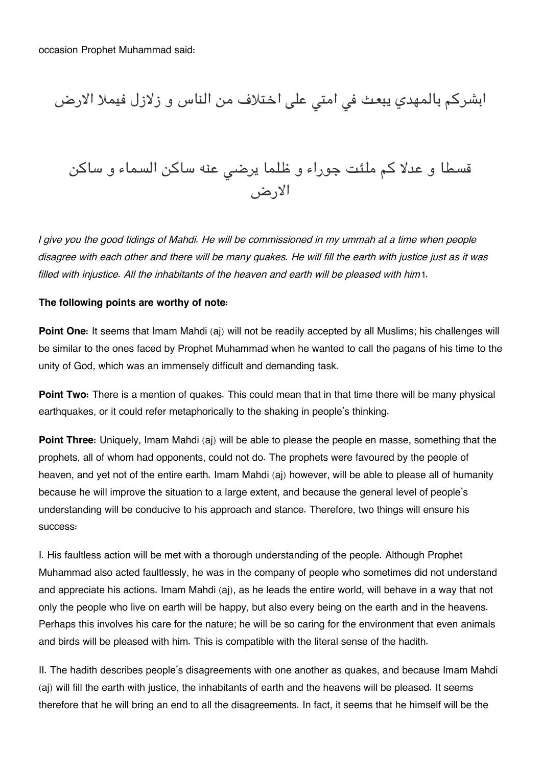occasion Prophet Muhammad said:

ابشركم بالمهدي يبعث في امتي على اختلاف من الناس و زلازل فيملا الارض

قسطا و عدلا كم ملئت جوراء و ظلما يرضي عنه ساكن السماء و ساكن الارض

*I give you the good tidings of Mahdi. He will be commissioned in my ummah at a time when people disagree with each other and there will be many quakes. He will fill the earth with justice just as it was filled with injustice. All the inhabitants of the heaven and earth will be pleased with him*[1].

**The following points are worthy of note:**

**Point One:** It seems that Imam Mahdi (aj) will not be readily accepted by all Muslims; his challenges will be similar to the ones faced by Prophet Muhammad when he wanted to call the pagans of his time to the unity of God, which was an immensely difficult and demanding task.

**Point Two:** There is a mention of quakes. This could mean that in that time there will be many physical earthquakes, or it could refer metaphorically to the shaking in people's thinking.

**Point Three:** Uniquely, Imam Mahdi (aj) will be able to please the people en masse, something that the prophets, all of whom had opponents, could not do. The prophets were favoured by the people of heaven, and yet not of the entire earth. Imam Mahdi (aj) however, will be able to please all of humanity because he will improve the situation to a large extent, and because the general level of people's understanding will be conducive to his approach and stance. Therefore, two things will ensure his success:

I. His faultless action will be met with a thorough understanding of the people. Although Prophet Muhammad also acted faultlessly, he was in the company of people who sometimes did not understand and appreciate his actions. Imam Mahdi (aj), as he leads the entire world, will behave in a way that not only the people who live on earth will be happy, but also every being on the earth and in the heavens. Perhaps this involves his care for the nature; he will be so caring for the environment that even animals and birds will be pleased with him. This is compatible with the literal sense of the hadith.

II. The hadith describes people's disagreements with one another as quakes, and because Imam Mahdi (aj) will fill the earth with justice, the inhabitants of earth and the heavens will be pleased. It seems therefore that he will bring an end to all the disagreements. In fact, it seems that he himself will be the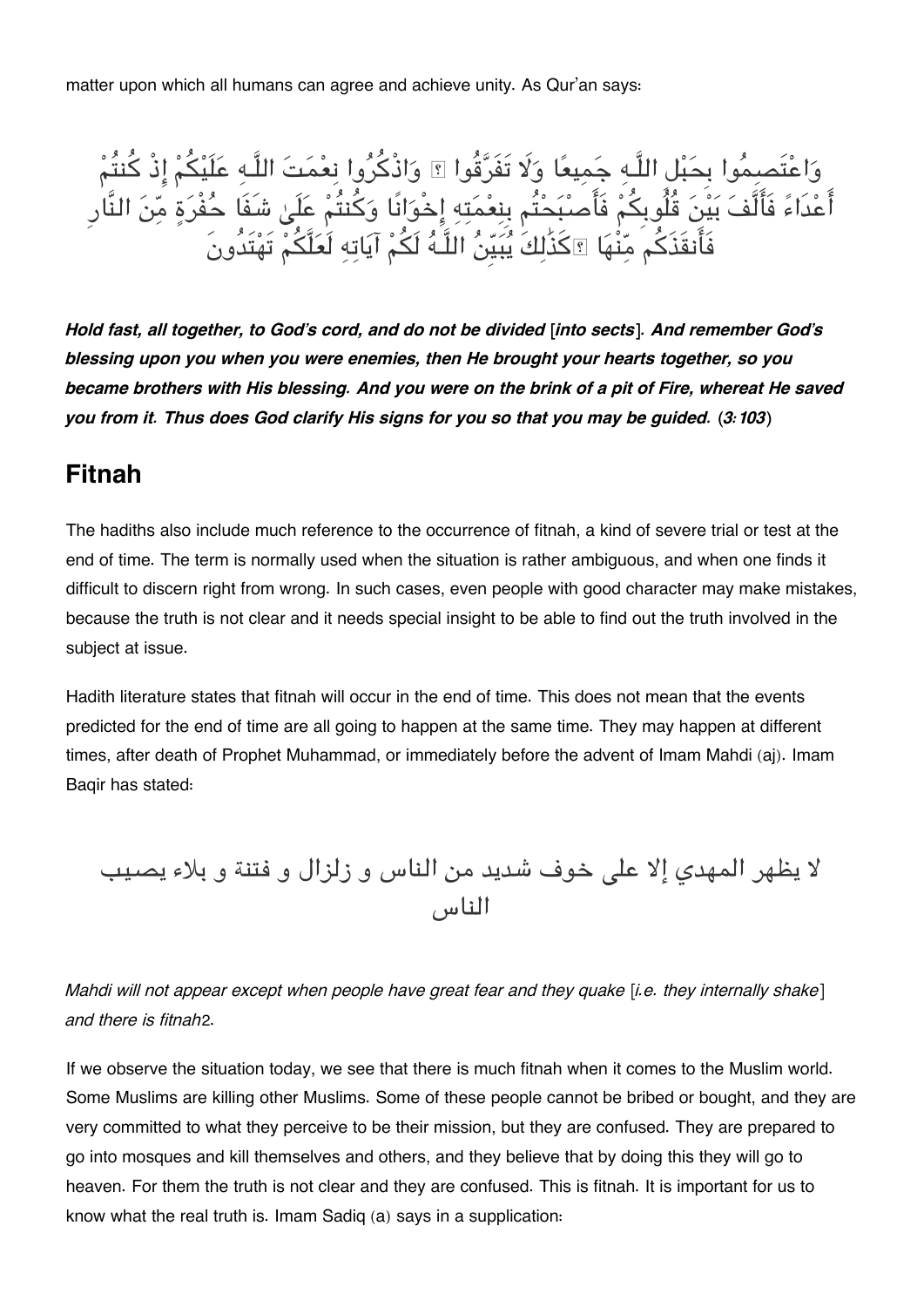matter upon which all humans can agree and achieve unity. As Qur'an says:

وَاعْتَصِمُوا بِحَبْلِ اللَّـهِ جَمِيعًا وَلَا تَفَرَّقُوا ۚ وَاذْكُرُوا نِعْمَتَ اللَّـهِ عَلَيْكُمْ إِذْ كُنتُمْ أَعْدَاءً فَأَلَّفَ بَيْنَ قُلُوبِكُمْ فَأَصْبَحْتُم بِنِعْمَتِهِ إِخْوَانًا وَكُنتُمْ عَلَىٰ شَفَا حُفْرَةٍ مِّنَ النَّارِ فَأَنقَذَكُم مِّنْهَا ۗ كَذَٰلِكَ يُبَيِّنُ اللَّـهُ لَكُمْ آيَاتِهِ لَعَلَّكُمْ تَهْتَدُونَ

***Hold fast, all together, to God's cord, and do not be divided [into sects]. And remember God's blessing upon you when you were enemies, then He brought your hearts together, so you became brothers with His blessing. And you were on the brink of a pit of Fire, whereat He saved you from it. Thus does God clarify His signs for you so that you may be guided. (3:103)***

## Fitnah

The hadiths also include much reference to the occurrence of fitnah, a kind of severe trial or test at the end of time. The term is normally used when the situation is rather ambiguous, and when one finds it difficult to discern right from wrong. In such cases, even people with good character may make mistakes, because the truth is not clear and it needs special insight to be able to find out the truth involved in the subject at issue.

Hadith literature states that fitnah will occur in the end of time. This does not mean that the events predicted for the end of time are all going to happen at the same time. They may happen at different times, after death of Prophet Muhammad, or immediately before the advent of Imam Mahdi (aj). Imam Baqir has stated:

لا يظهر المهدي إلا على خوف شديد من الناس و زلزال و فتنة و بلاء يصيب الناس

*Mahdi will not appear except when people have great fear and they quake [i.e. they internally shake] and there is fitnah*2.

If we observe the situation today, we see that there is much fitnah when it comes to the Muslim world. Some Muslims are killing other Muslims. Some of these people cannot be bribed or bought, and they are very committed to what they perceive to be their mission, but they are confused. They are prepared to go into mosques and kill themselves and others, and they believe that by doing this they will go to heaven. For them the truth is not clear and they are confused. This is fitnah. It is important for us to know what the real truth is. Imam Sadiq (a) says in a supplication: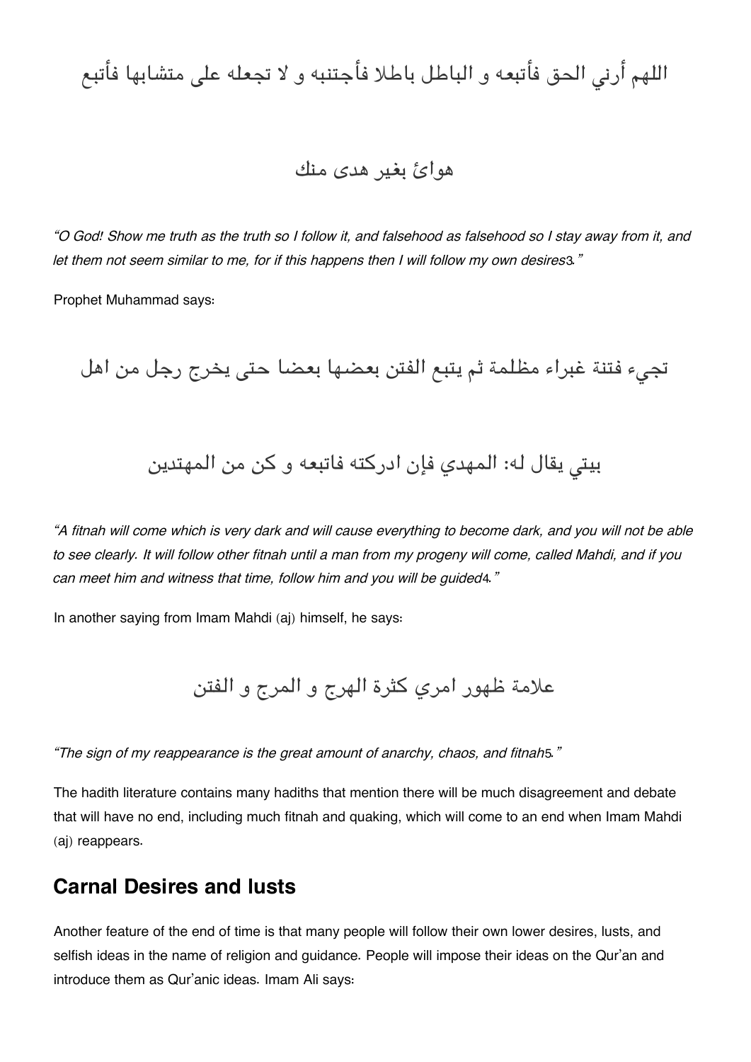اللهم أرني الحق فأتبعه و الباطل باطلا فأجتنبه و لا تجعله على متشابها فأتبع

هوائ بغير هدى منك

*"O God! Show me truth as the truth so I follow it, and falsehood as falsehood so I stay away from it, and let them not seem similar to me, for if this happens then I will follow my own desires*[3]*."*

Prophet Muhammad says:

تجيء فتنة غبراء مظلمة ثم يتبع الفتن بعضها بعضا حتى يخرج رجل من اهل

بيتي يقال له: المهدي فإن ادركته فاتبعه و كن من المهتدين

*"A fitnah will come which is very dark and will cause everything to become dark, and you will not be able to see clearly. It will follow other fitnah until a man from my progeny will come, called Mahdi, and if you can meet him and witness that time, follow him and you will be guided*[4]*."*

In another saying from Imam Mahdi (aj) himself, he says:

علامة ظهور امري كثرة الهرج و المرج و الفتن

*"The sign of my reappearance is the great amount of anarchy, chaos, and fitnah*[5]*."*

The hadith literature contains many hadiths that mention there will be much disagreement and debate that will have no end, including much fitnah and quaking, which will come to an end when Imam Mahdi (aj) reappears.

## Carnal Desires and lusts

Another feature of the end of time is that many people will follow their own lower desires, lusts, and selfish ideas in the name of religion and guidance. People will impose their ideas on the Qur'an and introduce them as Qur'anic ideas. Imam Ali says: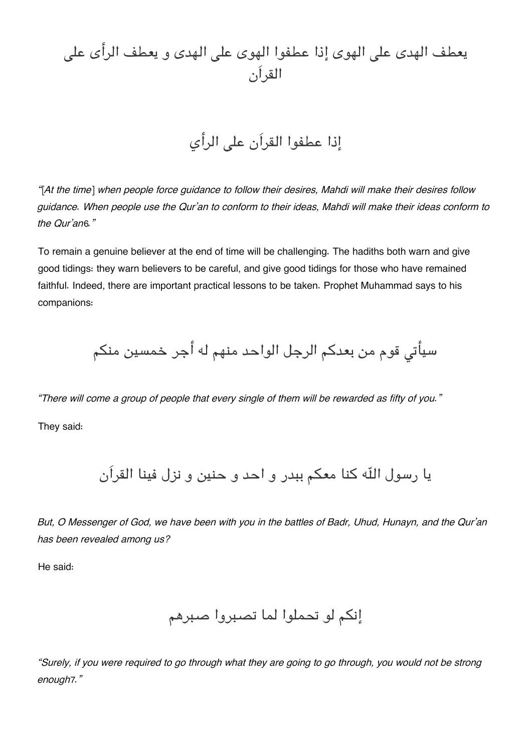يعطف الهدى على الهوى إذا عطفوا الهوى على الهدى و يعطف الرأى على القرآن

إذا عطفوا القرآن على الرأي

“[*At the time*] *when people force guidance to follow their desires, Mahdi will make their desires follow guidance. When people use the Qur’an to conform to their ideas, Mahdi will make their ideas conform to the Qur’an*[6].”

To remain a genuine believer at the end of time will be challenging. The hadiths both warn and give good tidings: they warn believers to be careful, and give good tidings for those who have remained faithful. Indeed, there are important practical lessons to be taken. Prophet Muhammad says to his companions:

سيأتي قوم من بعدكم الرجل الواحد منهم له أجر خمسين منكم

*“There will come a group of people that every single of them will be rewarded as fifty of you.”*

They said:

يا رسول اللّه كنا معكم ببدر و احد و حنين و نزل فينا القرآن

*But, O Messenger of God, we have been with you in the battles of Badr, Uhud, Hunayn, and the Qur’an has been revealed among us?*

He said:

إنكم لو تحملوا لما تصبروا صبرهم

*“Surely, if you were required to go through what they are going to go through, you would not be strong enough*[7].”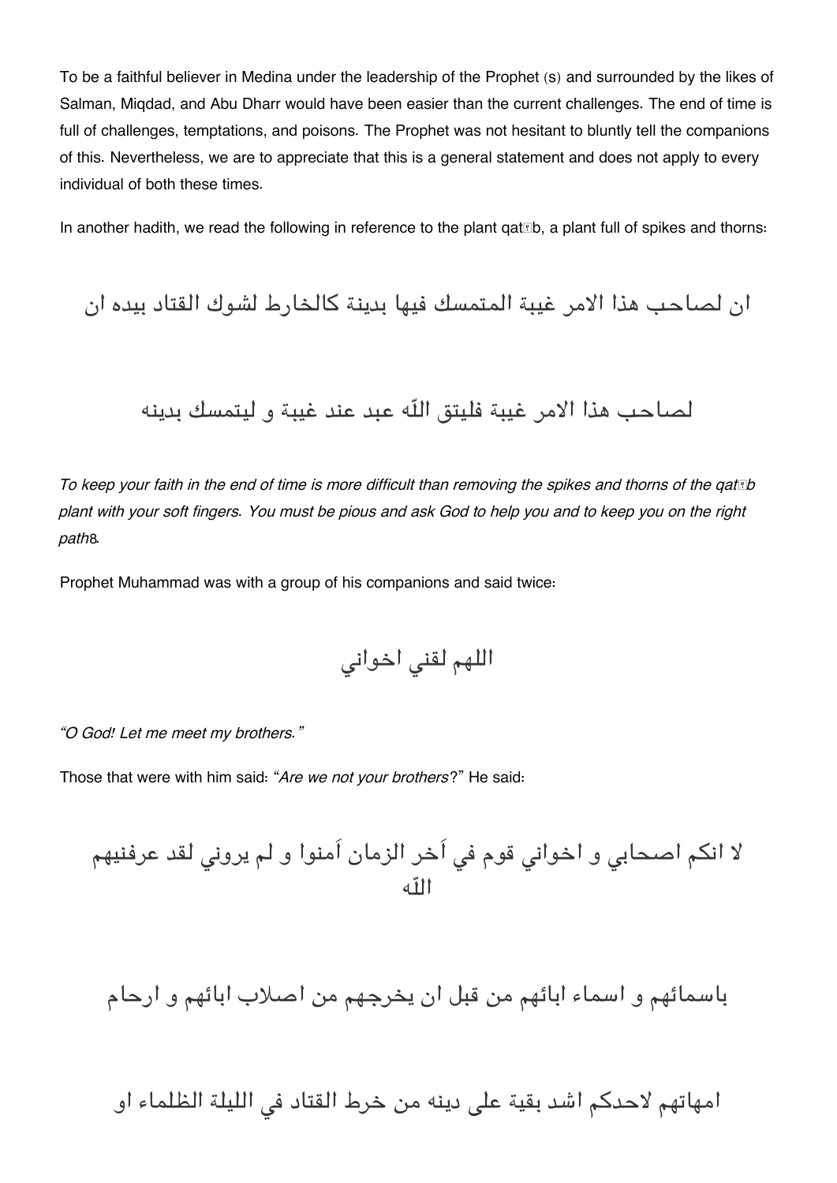To be a faithful believer in Medina under the leadership of the Prophet (s) and surrounded by the likes of Salman, Miqdad, and Abu Dharr would have been easier than the current challenges. The end of time is full of challenges, temptations, and poisons. The Prophet was not hesitant to bluntly tell the companions of this. Nevertheless, we are to appreciate that this is a general statement and does not apply to every individual of both these times.

In another hadith, we read the following in reference to the plant qatāb, a plant full of spikes and thorns:

ان لصاحب هذا الامر غيبة المتمسك فيها بدينة كالخارط لشوك القتاد بيده ان

لصاحب هذا الامر غيبة فليتق اللّه عبد عند غيبة و ليتمسك بدينه

*To keep your faith in the end of time is more difficult than removing the spikes and thorns of the qatāb plant with your soft fingers. You must be pious and ask God to help you and to keep you on the right path*[8].

Prophet Muhammad was with a group of his companions and said twice:

اللهم لقني اخواني

*"O God! Let me meet my brothers."*

Those that were with him said: "*Are we not your brothers*?" He said:

لا انكم اصحابي و اخواني قوم في اَخر الزمان اَمنوا و لم يروني لقد عرفنيهم اللّه

باسمائهم و اسماء ابائهم من قبل ان يخرجهم من اصلاب ابائهم و ارحام

امهاتهم لاحدكم اشد بقية على دينه من خرط القتاد في الليلة الظلماء او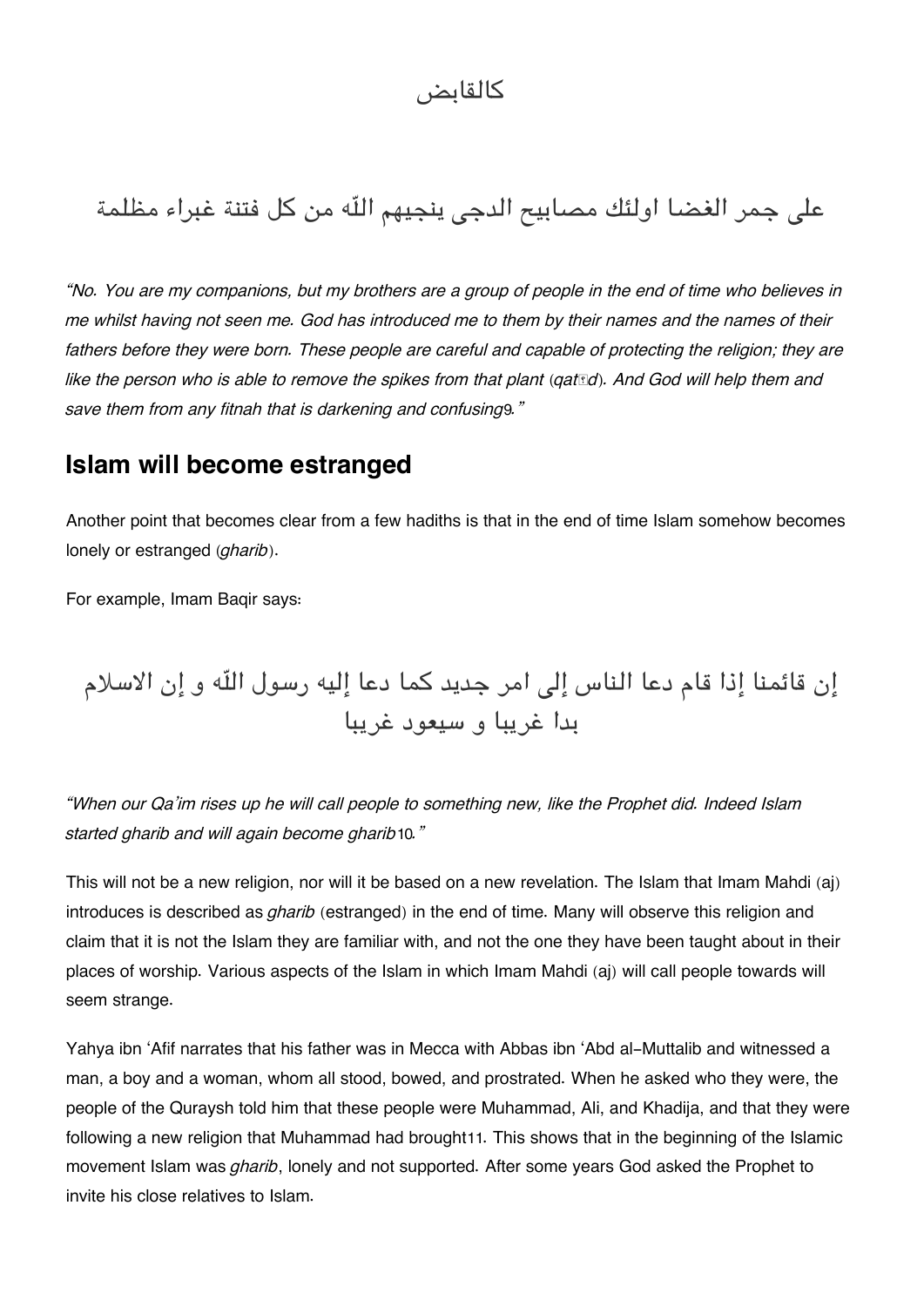كالقابض

على جمر الغضا اولئك مصابيح الدجى ينجيهم اللّه من كل فتنة غبراء مظلمة

*“No. You are my companions, but my brothers are a group of people in the end of time who believes in me whilst having not seen me. God has introduced me to them by their names and the names of their fathers before they were born. These people are careful and capable of protecting the religion; they are like the person who is able to remove the spikes from that plant (qatād). And God will help them and save them from any fitnah that is darkening and confusing[9].”*

## Islam will become estranged

Another point that becomes clear from a few hadiths is that in the end of time Islam somehow becomes lonely or estranged (*gharib*).

For example, Imam Baqir says:

إن قائمنا إذا قام دعا الناس إلى امر جديد كما دعا إليه رسول اللّه و إن الاسلام بدا غريبا و سيعود غريبا

*“When our Qa’im rises up he will call people to something new, like the Prophet did. Indeed Islam started gharib and will again become gharib[10].”*

This will not be a new religion, nor will it be based on a new revelation. The Islam that Imam Mahdi (aj) introduces is described as *gharib* (estranged) in the end of time. Many will observe this religion and claim that it is not the Islam they are familiar with, and not the one they have been taught about in their places of worship. Various aspects of the Islam in which Imam Mahdi (aj) will call people towards will seem strange.

Yahya ibn ‘Afif narrates that his father was in Mecca with Abbas ibn ‘Abd al-Muttalib and witnessed a man, a boy and a woman, whom all stood, bowed, and prostrated. When he asked who they were, the people of the Quraysh told him that these people were Muhammad, Ali, and Khadija, and that they were following a new religion that Muhammad had brought[11]. This shows that in the beginning of the Islamic movement Islam was *gharib*, lonely and not supported. After some years God asked the Prophet to invite his close relatives to Islam.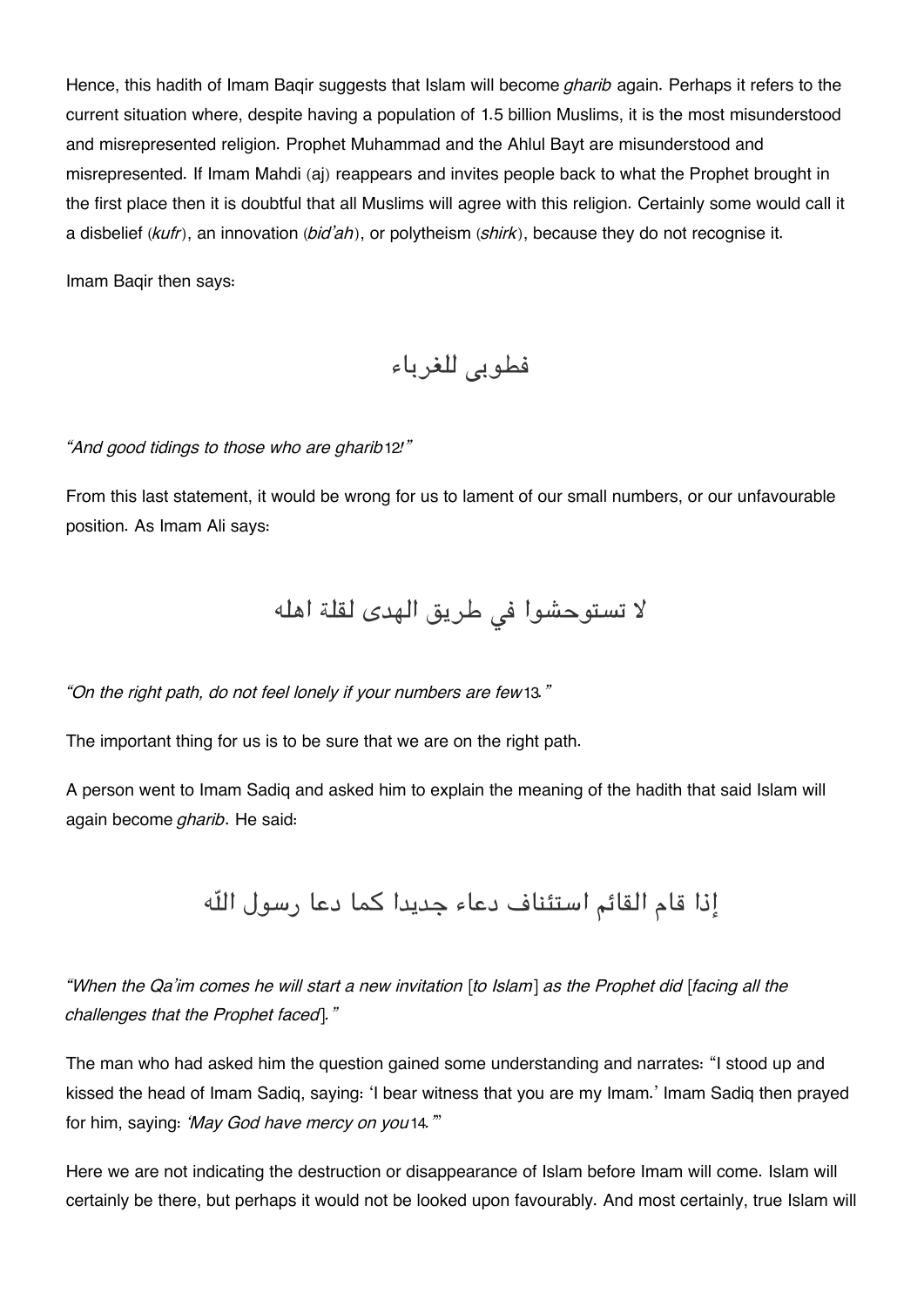Hence, this hadith of Imam Baqir suggests that Islam will become *gharib* again. Perhaps it refers to the current situation where, despite having a population of 1.5 billion Muslims, it is the most misunderstood and misrepresented religion. Prophet Muhammad and the Ahlul Bayt are misunderstood and misrepresented. If Imam Mahdi (aj) reappears and invites people back to what the Prophet brought in the first place then it is doubtful that all Muslims will agree with this religion. Certainly some would call it a disbelief (*kufr*), an innovation (*bid'ah*), or polytheism (*shirk*), because they do not recognise it.

Imam Baqir then says:

فطوبى للغرباء

*"And good tidings to those who are gharib*[12]*!"*

From this last statement, it would be wrong for us to lament of our small numbers, or our unfavourable position. As Imam Ali says:

لا تستوحشوا في طريق الهدى لقلة اهله

*"On the right path, do not feel lonely if your numbers are few*[13]*."*

The important thing for us is to be sure that we are on the right path.

A person went to Imam Sadiq and asked him to explain the meaning of the hadith that said Islam will again become *gharib*. He said:

إذا قام القائم استئناف دعاء جديدا كما دعا رسول الله

*"When the Qa'im comes he will start a new invitation [to Islam] as the Prophet did [facing all the challenges that the Prophet faced]."*

The man who had asked him the question gained some understanding and narrates: "I stood up and kissed the head of Imam Sadiq, saying: 'I bear witness that you are my Imam.' Imam Sadiq then prayed for him, saying: *'May God have mercy on you*[14]*.'"*

Here we are not indicating the destruction or disappearance of Islam before Imam will come. Islam will certainly be there, but perhaps it would not be looked upon favourably. And most certainly, true Islam will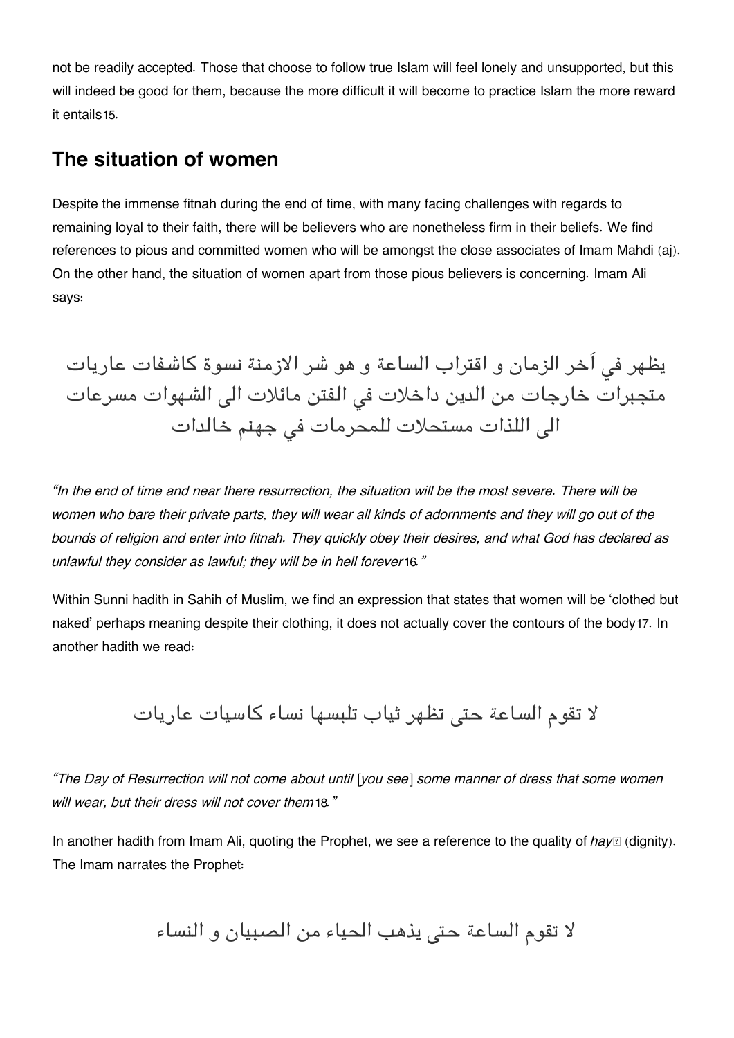not be readily accepted. Those that choose to follow true Islam will feel lonely and unsupported, but this will indeed be good for them, because the more difficult it will become to practice Islam the more reward it entails[15].

## The situation of women

Despite the immense fitnah during the end of time, with many facing challenges with regards to remaining loyal to their faith, there will be believers who are nonetheless firm in their beliefs. We find references to pious and committed women who will be amongst the close associates of Imam Mahdi (aj). On the other hand, the situation of women apart from those pious believers is concerning. Imam Ali says:

يظهر في آخر الزمان و اقتراب الساعة و هو شر الازمنة نسوة كاشفات عاريات متجبرات خارجات من الدين داخلات في الفتن مائلات الى الشهوات مسرعات الى اللذات مستحلات للمحرمات في جهنم خالدات

*"In the end of time and near there resurrection, the situation will be the most severe. There will be women who bare their private parts, they will wear all kinds of adornments and they will go out of the bounds of religion and enter into fitnah. They quickly obey their desires, and what God has declared as unlawful they consider as lawful; they will be in hell forever[16]."*

Within Sunni hadith in Sahih of Muslim, we find an expression that states that women will be 'clothed but naked' perhaps meaning despite their clothing, it does not actually cover the contours of the body[17]. In another hadith we read:

لا تقوم الساعة حتى تظهر ثياب تلبسها نساء كاسيات عاريات

*"The Day of Resurrection will not come about until [you see] some manner of dress that some women will wear, but their dress will not cover them[18]."*

In another hadith from Imam Ali, quoting the Prophet, we see a reference to the quality of *hayā* (dignity). The Imam narrates the Prophet:

لا تقوم الساعة حتى يذهب الحياء من الصبيان و النساء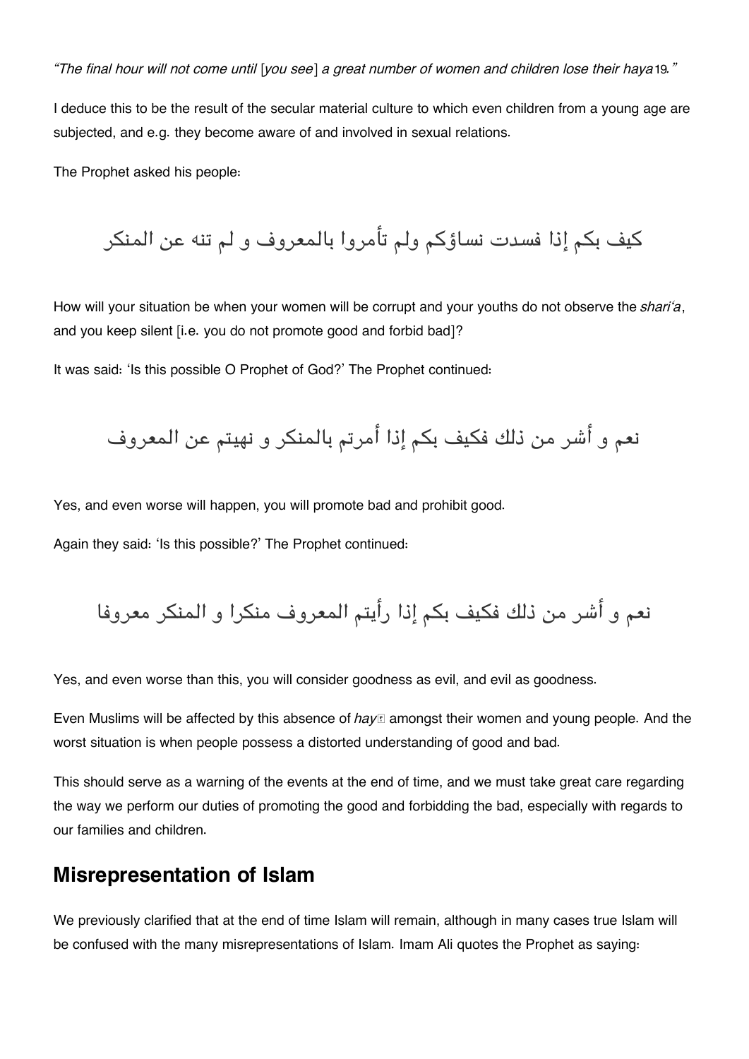*"The final hour will not come until [you see] a great number of women and children lose their haya*19*."*

I deduce this to be the result of the secular material culture to which even children from a young age are subjected, and e.g. they become aware of and involved in sexual relations.

The Prophet asked his people:

كيف بكم إذا فسدت نساؤكم ولم تأمروا بالمعروف و لم تنه عن المنكر

How will your situation be when your women will be corrupt and your youths do not observe the *shari'a*, and you keep silent [i.e. you do not promote good and forbid bad]?

It was said: 'Is this possible O Prophet of God?' The Prophet continued:

نعم و أشر من ذلك فكيف بكم إذا أمرتم بالمنكر و نهيتم عن المعروف

Yes, and even worse will happen, you will promote bad and prohibit good.

Again they said: 'Is this possible?' The Prophet continued:

نعم و أشر من ذلك فكيف بكم إذا رأيتم المعروف منكرا و المنكر معروفا

Yes, and even worse than this, you will consider goodness as evil, and evil as goodness.

Even Muslims will be affected by this absence of *hayā* amongst their women and young people. And the worst situation is when people possess a distorted understanding of good and bad.

This should serve as a warning of the events at the end of time, and we must take great care regarding the way we perform our duties of promoting the good and forbidding the bad, especially with regards to our families and children.

## Misrepresentation of Islam

We previously clarified that at the end of time Islam will remain, although in many cases true Islam will be confused with the many misrepresentations of Islam. Imam Ali quotes the Prophet as saying: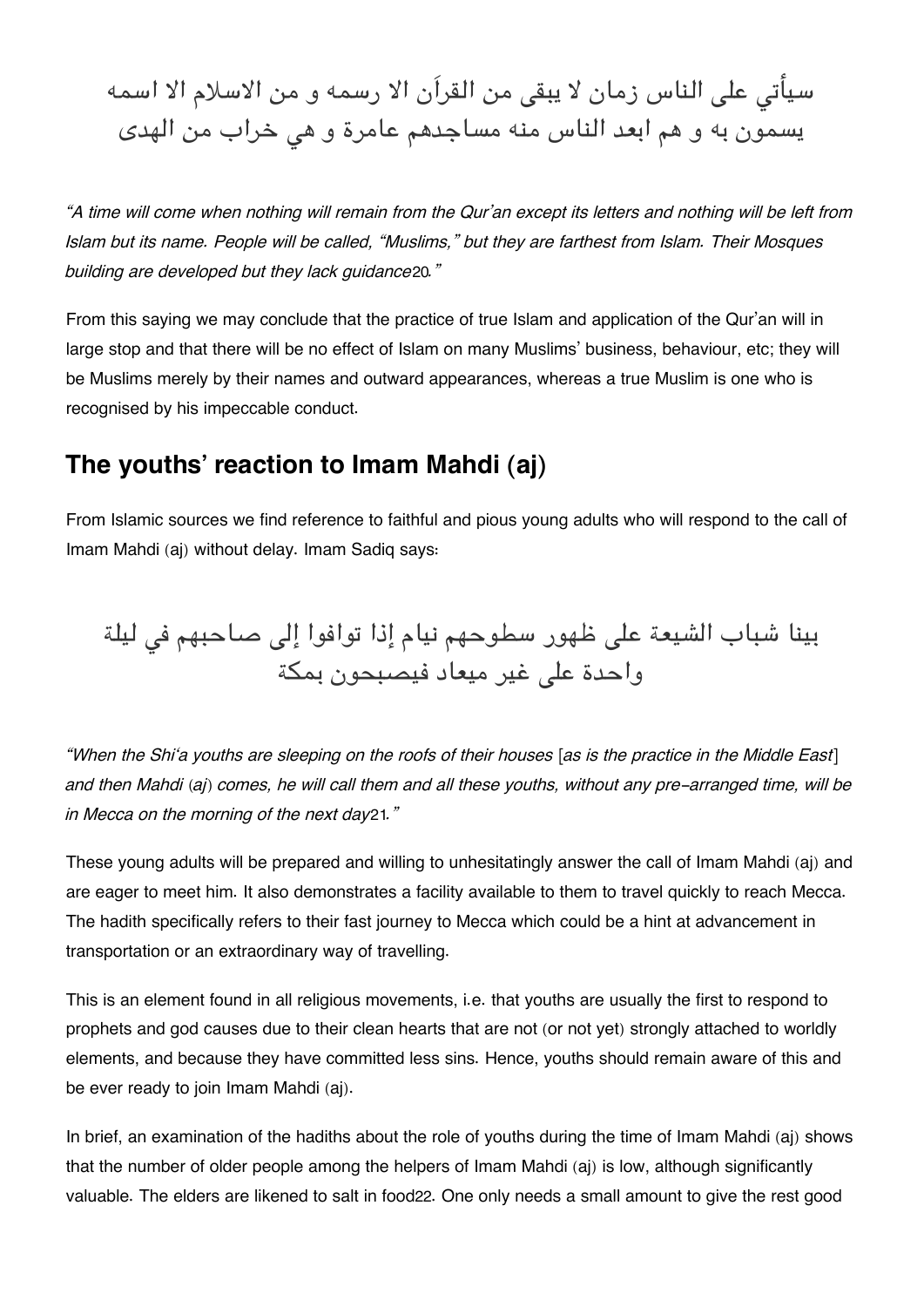سيأتي على الناس زمان لا يبقى من القرآن الا رسمه و من الاسلام الا اسمه يسمون به و هم ابعد الناس منه مساجدهم عامرة و هي خراب من الهدى

*"A time will come when nothing will remain from the Qur'an except its letters and nothing will be left from Islam but its name. People will be called, "Muslims," but they are farthest from Islam. Their Mosques building are developed but they lack guidance*[20]*."*

From this saying we may conclude that the practice of true Islam and application of the Qur'an will in large stop and that there will be no effect of Islam on many Muslims' business, behaviour, etc; they will be Muslims merely by their names and outward appearances, whereas a true Muslim is one who is recognised by his impeccable conduct.

## The youths' reaction to Imam Mahdi (aj)

From Islamic sources we find reference to faithful and pious young adults who will respond to the call of Imam Mahdi (aj) without delay. Imam Sadiq says:

بينا شباب الشيعة على ظهور سطوحهم نيام إذا توافوا إلى صاحبهم في ليلة واحدة على غير ميعاد فيصبحون بمكة

*"When the Shi'a youths are sleeping on the roofs of their houses* [*as is the practice in the Middle East*] *and then Mahdi (aj) comes, he will call them and all these youths, without any pre-arranged time, will be in Mecca on the morning of the next day*[21]*."*

These young adults will be prepared and willing to unhesitatingly answer the call of Imam Mahdi (aj) and are eager to meet him. It also demonstrates a facility available to them to travel quickly to reach Mecca. The hadith specifically refers to their fast journey to Mecca which could be a hint at advancement in transportation or an extraordinary way of travelling.

This is an element found in all religious movements, i.e. that youths are usually the first to respond to prophets and god causes due to their clean hearts that are not (or not yet) strongly attached to worldly elements, and because they have committed less sins. Hence, youths should remain aware of this and be ever ready to join Imam Mahdi (aj).

In brief, an examination of the hadiths about the role of youths during the time of Imam Mahdi (aj) shows that the number of older people among the helpers of Imam Mahdi (aj) is low, although significantly valuable. The elders are likened to salt in food[22]. One only needs a small amount to give the rest good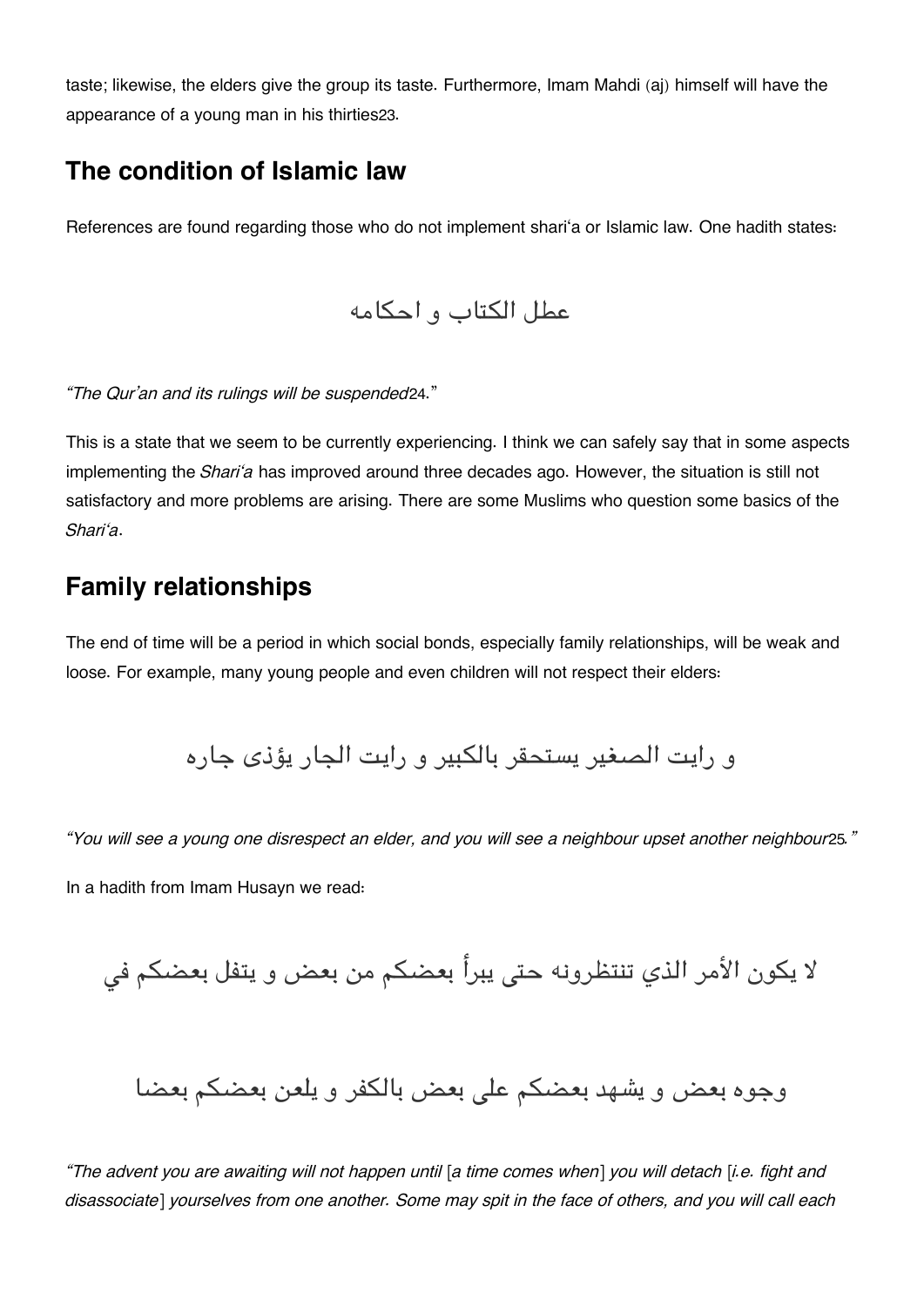taste; likewise, the elders give the group its taste. Furthermore, Imam Mahdi (aj) himself will have the appearance of a young man in his thirties[23].

## The condition of Islamic law

References are found regarding those who do not implement shari'a or Islamic law. One hadith states:

عطل الكتاب و احكامه

*"The Qur'an and its rulings will be suspended*[24]."

This is a state that we seem to be currently experiencing. I think we can safely say that in some aspects implementing the *Shari'a* has improved around three decades ago. However, the situation is still not satisfactory and more problems are arising. There are some Muslims who question some basics of the *Shari'a*.

## Family relationships

The end of time will be a period in which social bonds, especially family relationships, will be weak and loose. For example, many young people and even children will not respect their elders:

و رايت الصغير يستحقر بالكبير و رايت الجار يؤذى جاره

*"You will see a young one disrespect an elder, and you will see a neighbour upset another neighbour*[25]*."*

In a hadith from Imam Husayn we read:

لا يكون الأمر الذي تنتظرونه حتى يبرأ بعضكم من بعض و يتفل بعضكم في

وجوه بعض و يشهد بعضكم على بعض بالكفر و يلعن بعضكم بعضا

*"The advent you are awaiting will not happen until [a time comes when] you will detach [i.e. fight and disassociate] yourselves from one another. Some may spit in the face of others, and you will call each*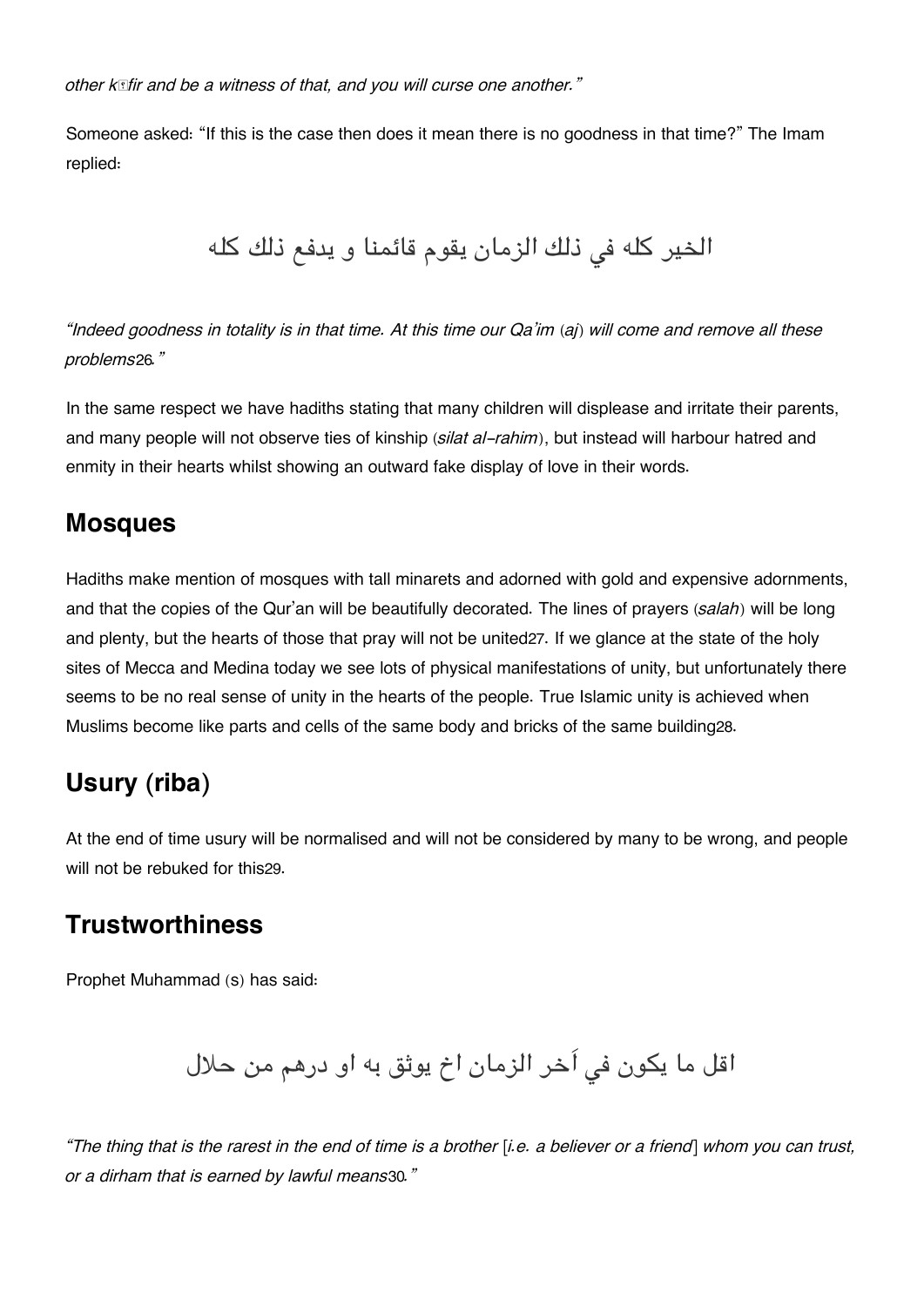*other kāfir and be a witness of that, and you will curse one another."*

Someone asked: "If this is the case then does it mean there is no goodness in that time?" The Imam replied:

الخير كله في ذلك الزمان يقوم قائمنا و يدفع ذلك كله

*"Indeed goodness in totality is in that time. At this time our Qa'im (aj) will come and remove all these problems[26]."*

In the same respect we have hadiths stating that many children will displease and irritate their parents, and many people will not observe ties of kinship (*silat al-rahim*), but instead will harbour hatred and enmity in their hearts whilst showing an outward fake display of love in their words.

## Mosques

Hadiths make mention of mosques with tall minarets and adorned with gold and expensive adornments, and that the copies of the Qur'an will be beautifully decorated. The lines of prayers (*salah*) will be long and plenty, but the hearts of those that pray will not be united[27]. If we glance at the state of the holy sites of Mecca and Medina today we see lots of physical manifestations of unity, but unfortunately there seems to be no real sense of unity in the hearts of the people. True Islamic unity is achieved when Muslims become like parts and cells of the same body and bricks of the same building[28].

## Usury (riba)

At the end of time usury will be normalised and will not be considered by many to be wrong, and people will not be rebuked for this[29].

## Trustworthiness

Prophet Muhammad (s) has said:

اقل ما يكون في آخر الزمان اخ يوثق به او درهم من حلال

*"The thing that is the rarest in the end of time is a brother [i.e. a believer or a friend] whom you can trust, or a dirham that is earned by lawful means[30]."*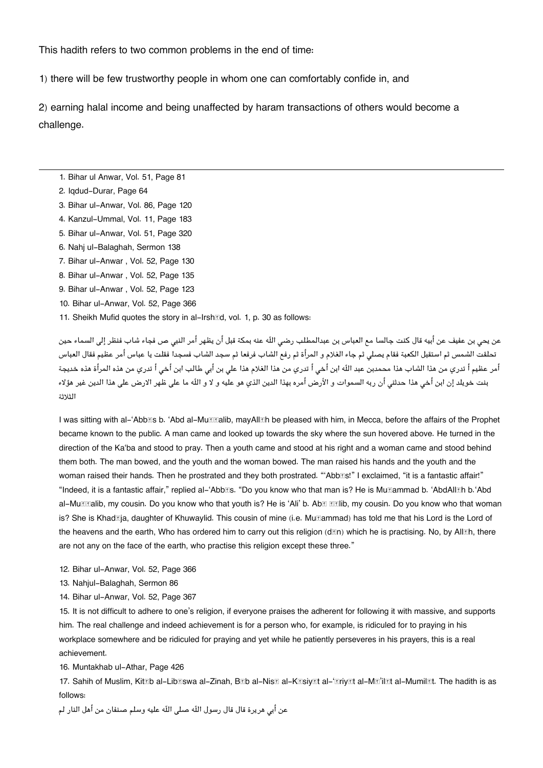This hadith refers to two common problems in the end of time:

1) there will be few trustworthy people in whom one can comfortably confide in, and

2) earning halal income and being unaffected by haram transactions of others would become a challenge.

---

1. Bihar ul Anwar, Vol. 51, Page 81
2. Iqdud-Durar, Page 64
3. Bihar ul-Anwar, Vol. 86, Page 120
4. Kanzul-Ummal, Vol. 11, Page 183
5. Bihar ul-Anwar, Vol. 51, Page 320
6. Nahj ul-Balaghah, Sermon 138
7. Bihar ul-Anwar , Vol. 52, Page 130
8. Bihar ul-Anwar , Vol. 52, Page 135
9. Bihar ul-Anwar , Vol. 52, Page 123
10. Bihar ul-Anwar, Vol. 52, Page 366
11. Sheikh Mufid quotes the story in al-Irshād, vol. 1, p. 30 as follows:

عن يحي بن عفيف عن أبيه قال كنت جالسا مع العباس بن عبدالمطلب رضي اللّه عنه بمكة قبل أن يظهر أمر النبي ص فجاء شاب فنظر إلى السماء حين تحلقت الشمس ثم استقبل الكعبة فقام يصلي ثم جاء الغلام و المرأة ثم رفع الشاب فرفعا ثم سجد الشاب فسجدا فقلت يا عباس أمر عظيم فقال العباس أمر عظيم أ تدري من هذا الشاب هذا محمدبن عبد اللّه ابن أخي أ تدري من هذا الغلام هذا علي بن أبي طالب ابن أخي أ تدري من هذه المرأة هذه خديجة بنت خويلد إن ابن أخي هذا حدثني أن ربه السموات و الأرض أمره بهذا الدين الذي هو عليه و لا و اللّه ما على ظهر الارض على هذا الدين غير هؤلاء الثلاثة

I was sitting with al-'Abbās b. 'Abd al-Muṭṭalib, mayAllāh be pleased with him, in Mecca, before the affairs of the Prophet became known to the public. A man came and looked up towards the sky where the sun hovered above. He turned in the direction of the Ka'ba and stood to pray. Then a youth came and stood at his right and a woman came and stood behind them both. The man bowed, and the youth and the woman bowed. The man raised his hands and the youth and the woman raised their hands. Then he prostrated and they both prostrated. "'Abbās!" I exclaimed, "it is a fantastic affair!" "Indeed, it is a fantastic affair," replied al-'Abbās. "Do you know who that man is? He is Muḥammad b. 'AbdAllāh b.'Abd al-Muṭṭalib, my cousin. Do you know who that youth is? He is 'Ali' b. Abū Ṭālib, my cousin. Do you know who that woman is? She is Khadīja, daughter of Khuwaylid. This cousin of mine (i.e. Muḥammad) has told me that his Lord is the Lord of the heavens and the earth, Who has ordered him to carry out this religion (dīn) which he is practising. No, by Allāh, there are not any on the face of the earth, who practise this religion except these three."

12. Bihar ul-Anwar, Vol. 52, Page 366
13. Nahjul-Balaghah, Sermon 86
14. Bihar ul-Anwar, Vol. 52, Page 367
15. It is not difficult to adhere to one's religion, if everyone praises the adherent for following it with massive, and supports him. The real challenge and indeed achievement is for a person who, for example, is ridiculed for to praying in his workplace somewhere and be ridiculed for praying and yet while he patiently perseveres in his prayers, this is a real achievement.
16. Muntakhab ul-Athar, Page 426
17. Sahih of Muslim, Kitāb al-Libāswa al-Zinah, Bāb al-Nisā al-Kāsiyāt al-'Āriyāt al-Mā'ilāt al-Mumilāt. The hadith is as follows:

عن أبي هريرة قال قال رسول اللّه صلى اللّه عليه وسلم صنفان من أهل النار لم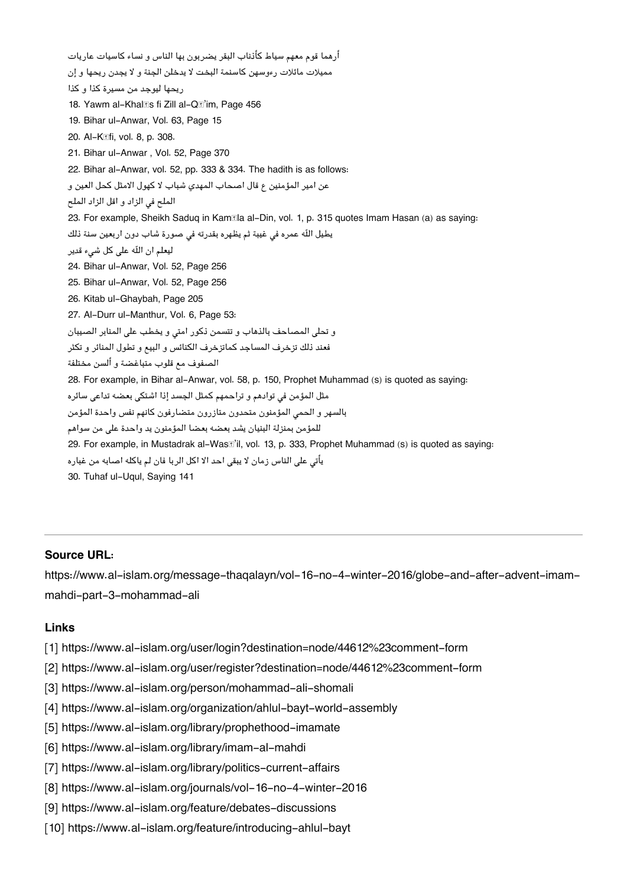أرهما قوم معهم سياط كأذناب البقر يضربون بها الناس و نساء كاسيات عاريات مميلات مائلات رءوسهن كاسنمة البخت لا يدخلن الجنة و لا يجدن ريحها و إن ريحها ليوجد من مسيرة كذا و كذا

18. Yawm al-Khalās fi Zill al-Qā'im, Page 456
19. Bihar ul-Anwar, Vol. 63, Page 15
20. Al-Kāfi, vol. 8, p. 308.
21. Bihar ul-Anwar , Vol. 52, Page 370
22. Bihar al-Anwar, vol. 52, pp. 333 & 334. The hadith is as follows:

عن امير المؤمنين ع قال اصحاب المهدي شباب لا كهول الامثل كحل العين و الملح في الزاد و اقل الزاد الملح

23. For example, Sheikh Saduq in Kamāla al-Din, vol. 1, p. 315 quotes Imam Hasan (a) as saying:

يطيل اللّه عمره في غيبة ثم يظهره بقدرته في صورة شاب دون اربعين سنة ذلك ليعلم ان اللّه على كل شيء قدير

24. Bihar ul-Anwar, Vol. 52, Page 256
25. Bihar ul-Anwar, Vol. 52, Page 256
26. Kitab ul-Ghaybah, Page 205
27. Al-Durr ul-Manthur, Vol. 6, Page 53:

و تحلى المصاحف بالذهاب و تتسمن ذكور امتي و يخطب على المنابر الصبيان فعند ذلك تزخرف المساجد كماتزخرف الكنائس و البيع و تطول المنائر و تكثر الصفوف مع قلوب متباغضة و ألسن مختلفة

28. For example, in Bihar al-Anwar, vol. 58, p. 150, Prophet Muhammad (s) is quoted as saying:

مثل المؤمن في توادهم و تراحمهم كمثل الجسد إذا اشتكى بعضه تداعى سائره بالسهر و الحمي المؤمنون متحدون متازرون متضارفون كانهم نفس واحدة المؤمن للمؤمن بمنزلة البنيان يشد بعضه بعضا المؤمنون يد واحدة على من سواهم

29. For example, in Mustadrak al-Wasā'il, vol. 13, p. 333, Prophet Muhammad (s) is quoted as saying:

يأتي على الناس زمان لا يبقى احد الا اكل الربا فان لم ياكله اصابه من غباره

30. Tuhaf ul-Uqul, Saying 141

---

**Source URL:**
https://www.al-islam.org/message-thaqalayn/vol-16-no-4-winter-2016/globe-and-after-advent-imam-mahdi-part-3-mohammad-ali

**Links**

[1] https://www.al-islam.org/user/login?destination=node/44612%23comment-form
[2] https://www.al-islam.org/user/register?destination=node/44612%23comment-form
[3] https://www.al-islam.org/person/mohammad-ali-shomali
[4] https://www.al-islam.org/organization/ahlul-bayt-world-assembly
[5] https://www.al-islam.org/library/prophethood-imamate
[6] https://www.al-islam.org/library/imam-al-mahdi
[7] https://www.al-islam.org/library/politics-current-affairs
[8] https://www.al-islam.org/journals/vol-16-no-4-winter-2016
[9] https://www.al-islam.org/feature/debates-discussions
[10] https://www.al-islam.org/feature/introducing-ahlul-bayt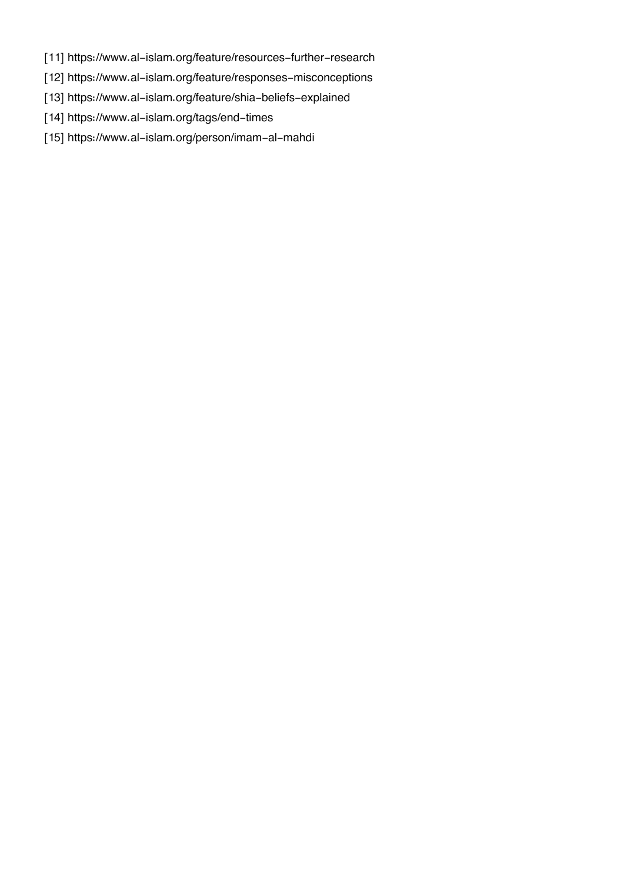[11] https://www.al-islam.org/feature/resources-further-research

[12] https://www.al-islam.org/feature/responses-misconceptions

[13] https://www.al-islam.org/feature/shia-beliefs-explained

[14] https://www.al-islam.org/tags/end-times

[15] https://www.al-islam.org/person/imam-al-mahdi